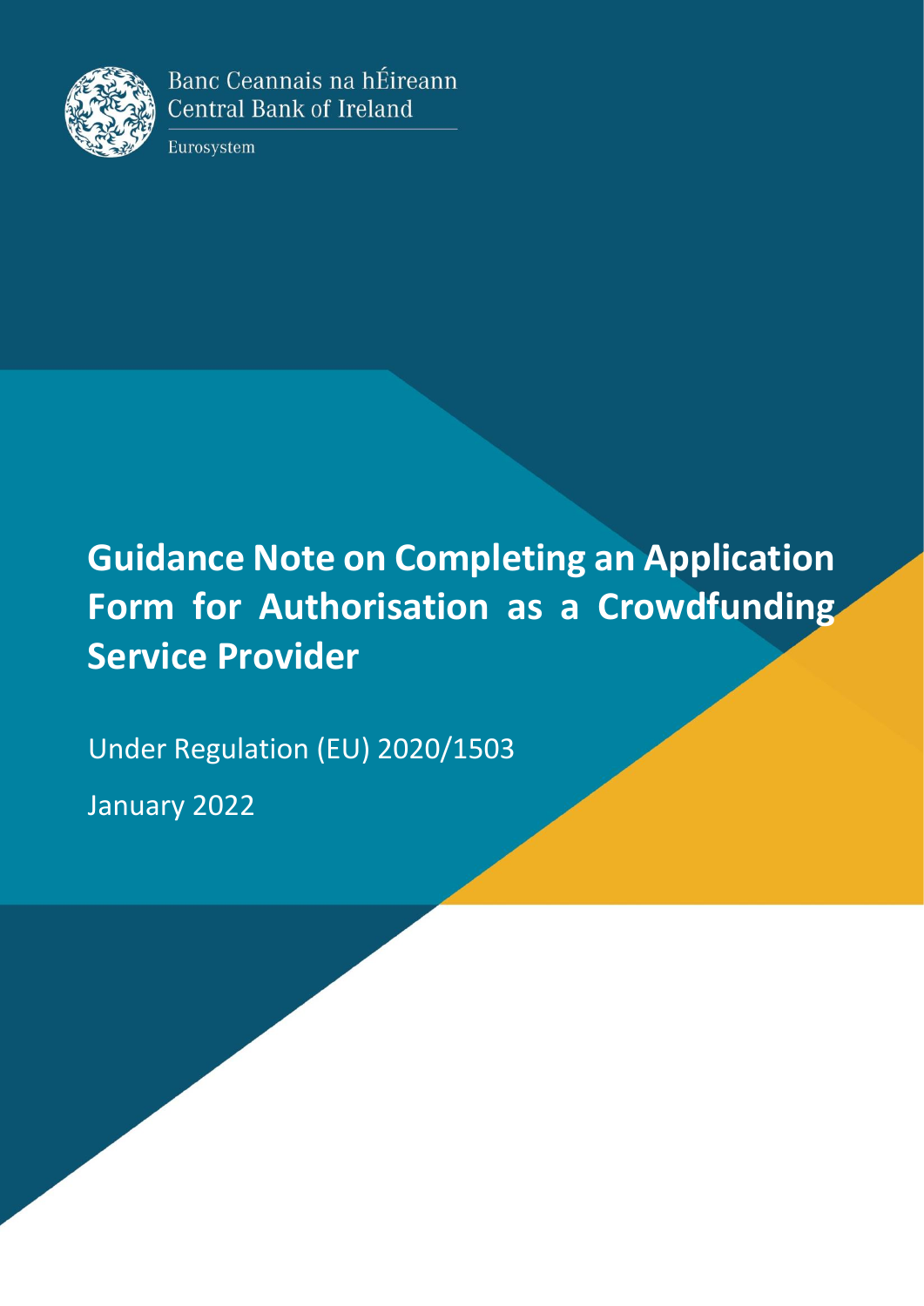Banc Ceannais na hÉireann
Central Bank of Ireland

Eurosystem

# Guidance Note on Completing an Application Form for Authorisation as a Crowdfunding Service Provider

Under Regulation (EU) 2020/1503

January 2022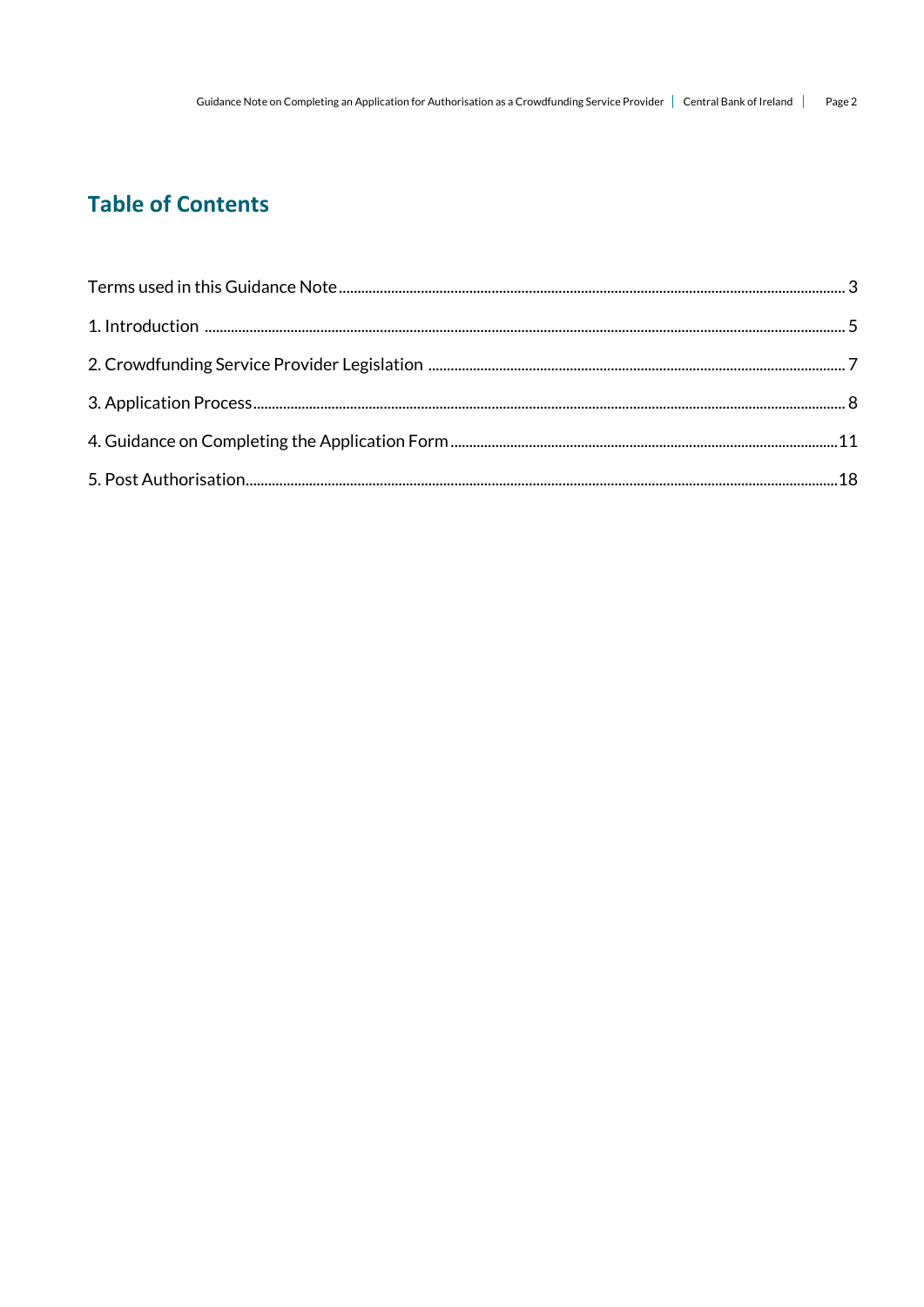# Table of Contents

Terms used in this Guidance Note ........................................................................................................................................ 3

1. Introduction ........................................................................................................................................ 5

2. Crowdfunding Service Provider Legislation ........................................................................................................................................ 7

3. Application Process ........................................................................................................................................ 8

4. Guidance on Completing the Application Form ........................................................................................................................................ 11

5. Post Authorisation ........................................................................................................................................ 18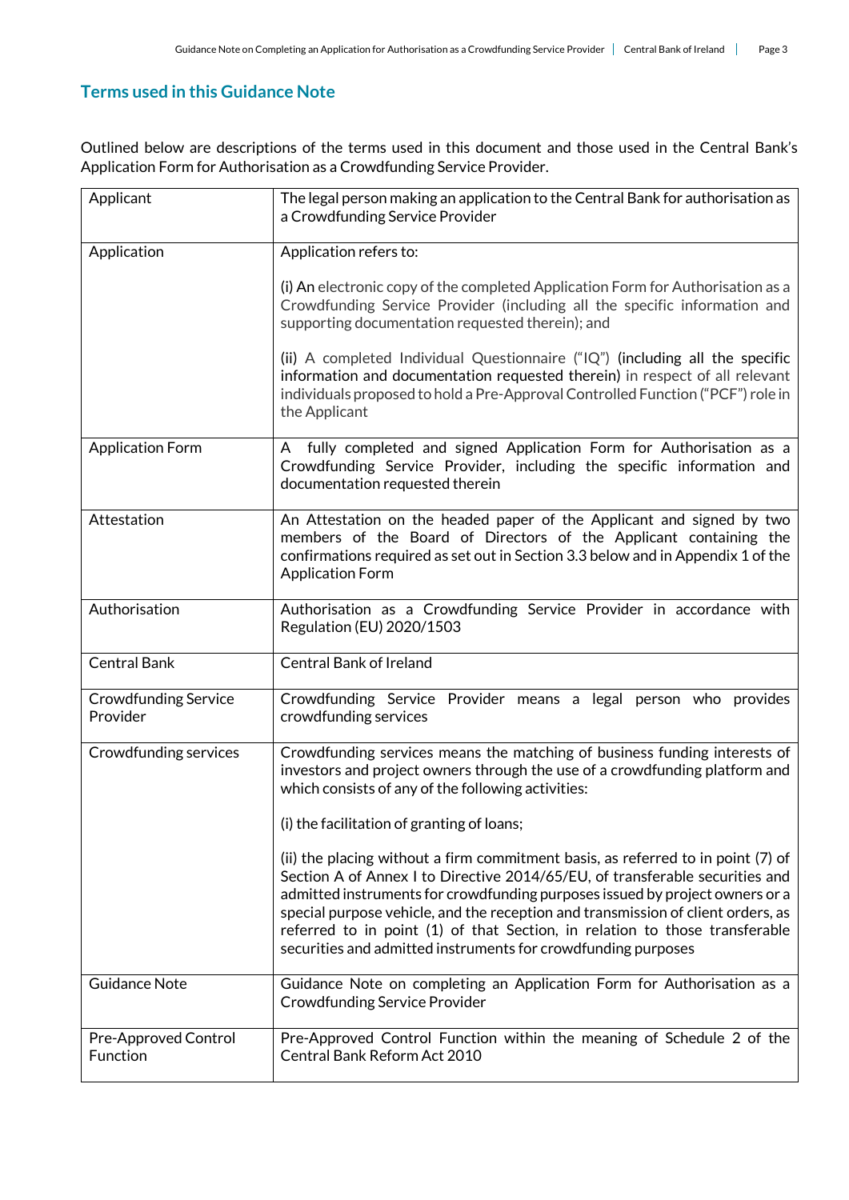## Terms used in this Guidance Note

Outlined below are descriptions of the terms used in this document and those used in the Central Bank's Application Form for Authorisation as a Crowdfunding Service Provider.

| | |
|---|---|
| Applicant | The legal person making an application to the Central Bank for authorisation as a Crowdfunding Service Provider |
| Application | Application refers to:<br><br>(i) An electronic copy of the completed Application Form for Authorisation as a Crowdfunding Service Provider (including all the specific information and supporting documentation requested therein); and<br><br>(ii) A completed Individual Questionnaire ("IQ") (including all the specific information and documentation requested therein) in respect of all relevant individuals proposed to hold a Pre-Approval Controlled Function ("PCF") role in the Applicant |
| Application Form | A fully completed and signed Application Form for Authorisation as a Crowdfunding Service Provider, including the specific information and documentation requested therein |
| Attestation | An Attestation on the headed paper of the Applicant and signed by two members of the Board of Directors of the Applicant containing the confirmations required as set out in Section 3.3 below and in Appendix 1 of the Application Form |
| Authorisation | Authorisation as a Crowdfunding Service Provider in accordance with Regulation (EU) 2020/1503 |
| Central Bank | Central Bank of Ireland |
| Crowdfunding Service Provider | Crowdfunding Service Provider means a legal person who provides crowdfunding services |
| Crowdfunding services | Crowdfunding services means the matching of business funding interests of investors and project owners through the use of a crowdfunding platform and which consists of any of the following activities:<br><br>(i) the facilitation of granting of loans;<br><br>(ii) the placing without a firm commitment basis, as referred to in point (7) of Section A of Annex I to Directive 2014/65/EU, of transferable securities and admitted instruments for crowdfunding purposes issued by project owners or a special purpose vehicle, and the reception and transmission of client orders, as referred to in point (1) of that Section, in relation to those transferable securities and admitted instruments for crowdfunding purposes |
| Guidance Note | Guidance Note on completing an Application Form for Authorisation as a Crowdfunding Service Provider |
| Pre-Approved Control Function | Pre-Approved Control Function within the meaning of Schedule 2 of the Central Bank Reform Act 2010 |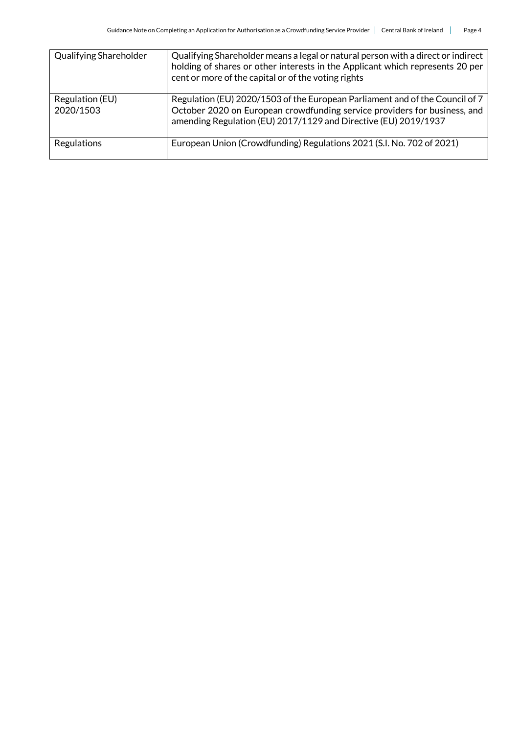| | |
|---|---|
| Qualifying Shareholder | Qualifying Shareholder means a legal or natural person with a direct or indirect holding of shares or other interests in the Applicant which represents 20 per cent or more of the capital or of the voting rights |
| Regulation (EU) 2020/1503 | Regulation (EU) 2020/1503 of the European Parliament and of the Council of 7 October 2020 on European crowdfunding service providers for business, and amending Regulation (EU) 2017/1129 and Directive (EU) 2019/1937 |
| Regulations | European Union (Crowdfunding) Regulations 2021 (S.I. No. 702 of 2021) |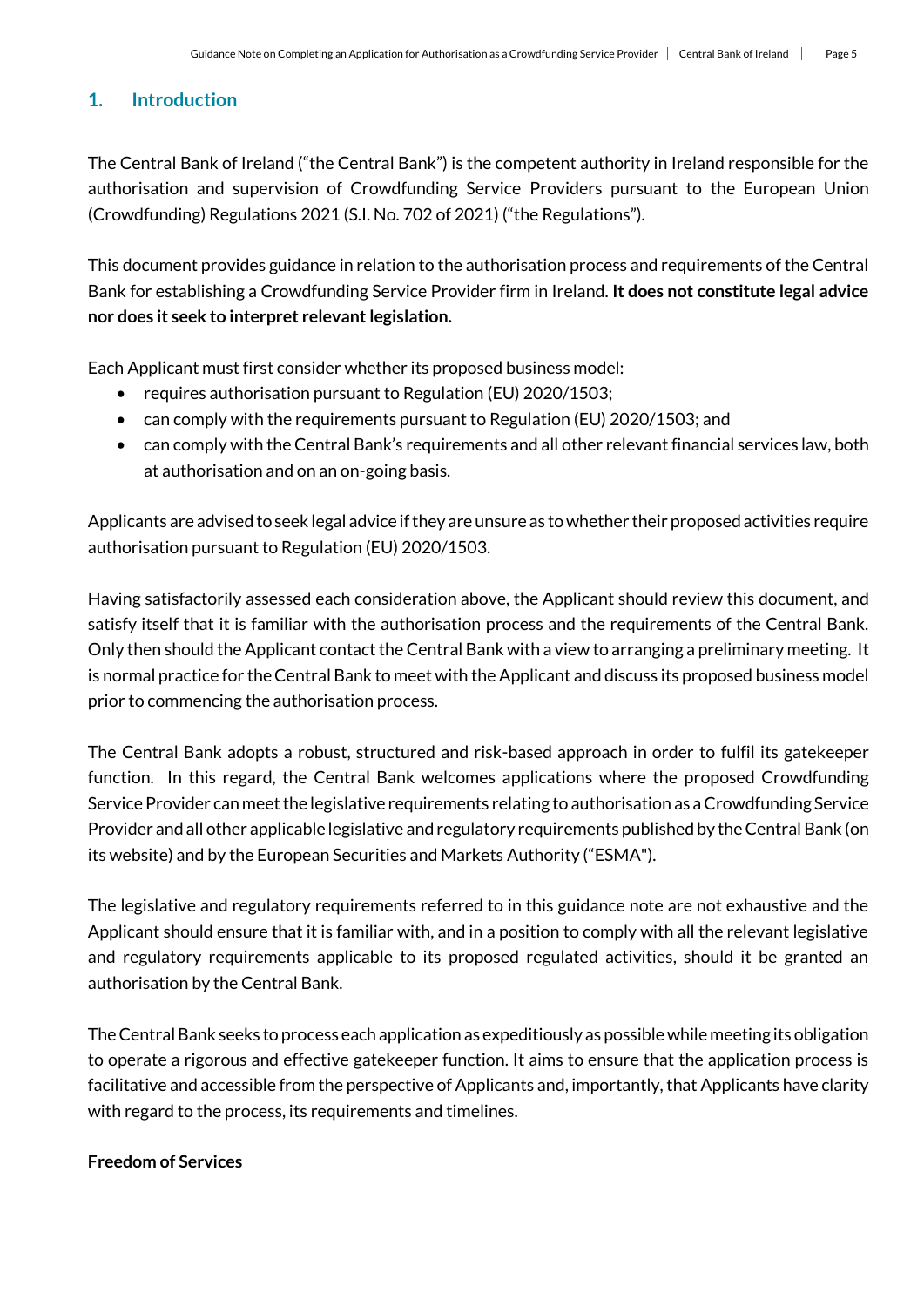## 1. Introduction

The Central Bank of Ireland ("the Central Bank") is the competent authority in Ireland responsible for the authorisation and supervision of Crowdfunding Service Providers pursuant to the European Union (Crowdfunding) Regulations 2021 (S.I. No. 702 of 2021) ("the Regulations").

This document provides guidance in relation to the authorisation process and requirements of the Central Bank for establishing a Crowdfunding Service Provider firm in Ireland. **It does not constitute legal advice nor does it seek to interpret relevant legislation.**

Each Applicant must first consider whether its proposed business model:

- requires authorisation pursuant to Regulation (EU) 2020/1503;
- can comply with the requirements pursuant to Regulation (EU) 2020/1503; and
- can comply with the Central Bank's requirements and all other relevant financial services law, both at authorisation and on an on-going basis.

Applicants are advised to seek legal advice if they are unsure as to whether their proposed activities require authorisation pursuant to Regulation (EU) 2020/1503.

Having satisfactorily assessed each consideration above, the Applicant should review this document, and satisfy itself that it is familiar with the authorisation process and the requirements of the Central Bank. Only then should the Applicant contact the Central Bank with a view to arranging a preliminary meeting. It is normal practice for the Central Bank to meet with the Applicant and discuss its proposed business model prior to commencing the authorisation process.

The Central Bank adopts a robust, structured and risk-based approach in order to fulfil its gatekeeper function. In this regard, the Central Bank welcomes applications where the proposed Crowdfunding Service Provider can meet the legislative requirements relating to authorisation as a Crowdfunding Service Provider and all other applicable legislative and regulatory requirements published by the Central Bank (on its website) and by the European Securities and Markets Authority ("ESMA").

The legislative and regulatory requirements referred to in this guidance note are not exhaustive and the Applicant should ensure that it is familiar with, and in a position to comply with all the relevant legislative and regulatory requirements applicable to its proposed regulated activities, should it be granted an authorisation by the Central Bank.

The Central Bank seeks to process each application as expeditiously as possible while meeting its obligation to operate a rigorous and effective gatekeeper function. It aims to ensure that the application process is facilitative and accessible from the perspective of Applicants and, importantly, that Applicants have clarity with regard to the process, its requirements and timelines.

**Freedom of Services**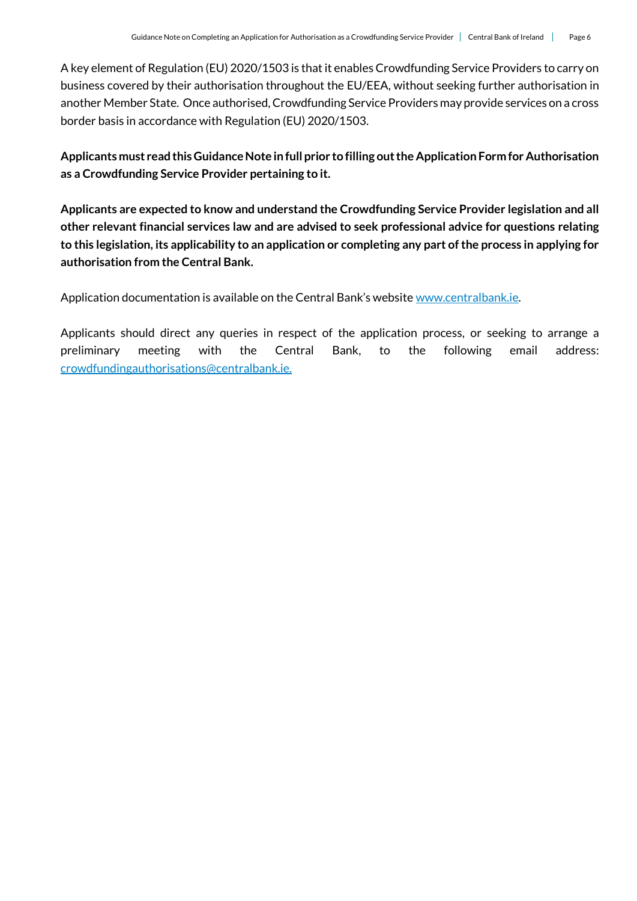A key element of Regulation (EU) 2020/1503 is that it enables Crowdfunding Service Providers to carry on business covered by their authorisation throughout the EU/EEA, without seeking further authorisation in another Member State. Once authorised, Crowdfunding Service Providers may provide services on a cross border basis in accordance with Regulation (EU) 2020/1503.

**Applicants must read this Guidance Note in full prior to filling out the Application Form for Authorisation as a Crowdfunding Service Provider pertaining to it.**

**Applicants are expected to know and understand the Crowdfunding Service Provider legislation and all other relevant financial services law and are advised to seek professional advice for questions relating to this legislation, its applicability to an application or completing any part of the process in applying for authorisation from the Central Bank.**

Application documentation is available on the Central Bank's website [www.centralbank.ie](http://www.centralbank.ie).

Applicants should direct any queries in respect of the application process, or seeking to arrange a preliminary meeting with the Central Bank, to the following email address: [crowdfundingauthorisations@centralbank.ie.](mailto:crowdfundingauthorisations@centralbank.ie)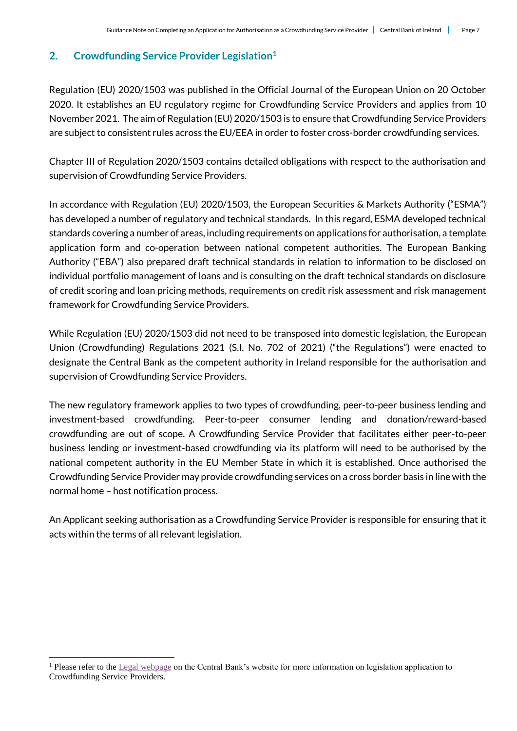## 2. Crowdfunding Service Provider Legislation[1]

Regulation (EU) 2020/1503 was published in the Official Journal of the European Union on 20 October 2020. It establishes an EU regulatory regime for Crowdfunding Service Providers and applies from 10 November 2021. The aim of Regulation (EU) 2020/1503 is to ensure that Crowdfunding Service Providers are subject to consistent rules across the EU/EEA in order to foster cross-border crowdfunding services.

Chapter III of Regulation 2020/1503 contains detailed obligations with respect to the authorisation and supervision of Crowdfunding Service Providers.

In accordance with Regulation (EU) 2020/1503, the European Securities & Markets Authority ("ESMA") has developed a number of regulatory and technical standards. In this regard, ESMA developed technical standards covering a number of areas, including requirements on applications for authorisation, a template application form and co-operation between national competent authorities. The European Banking Authority ("EBA") also prepared draft technical standards in relation to information to be disclosed on individual portfolio management of loans and is consulting on the draft technical standards on disclosure of credit scoring and loan pricing methods, requirements on credit risk assessment and risk management framework for Crowdfunding Service Providers.

While Regulation (EU) 2020/1503 did not need to be transposed into domestic legislation, the European Union (Crowdfunding) Regulations 2021 (S.I. No. 702 of 2021) ("the Regulations") were enacted to designate the Central Bank as the competent authority in Ireland responsible for the authorisation and supervision of Crowdfunding Service Providers.

The new regulatory framework applies to two types of crowdfunding, peer-to-peer business lending and investment-based crowdfunding. Peer-to-peer consumer lending and donation/reward-based crowdfunding are out of scope. A Crowdfunding Service Provider that facilitates either peer-to-peer business lending or investment-based crowdfunding via its platform will need to be authorised by the national competent authority in the EU Member State in which it is established. Once authorised the Crowdfunding Service Provider may provide crowdfunding services on a cross border basis in line with the normal home – host notification process.

An Applicant seeking authorisation as a Crowdfunding Service Provider is responsible for ensuring that it acts within the terms of all relevant legislation.

[1] Please refer to the Legal webpage on the Central Bank's website for more information on legislation application to Crowdfunding Service Providers.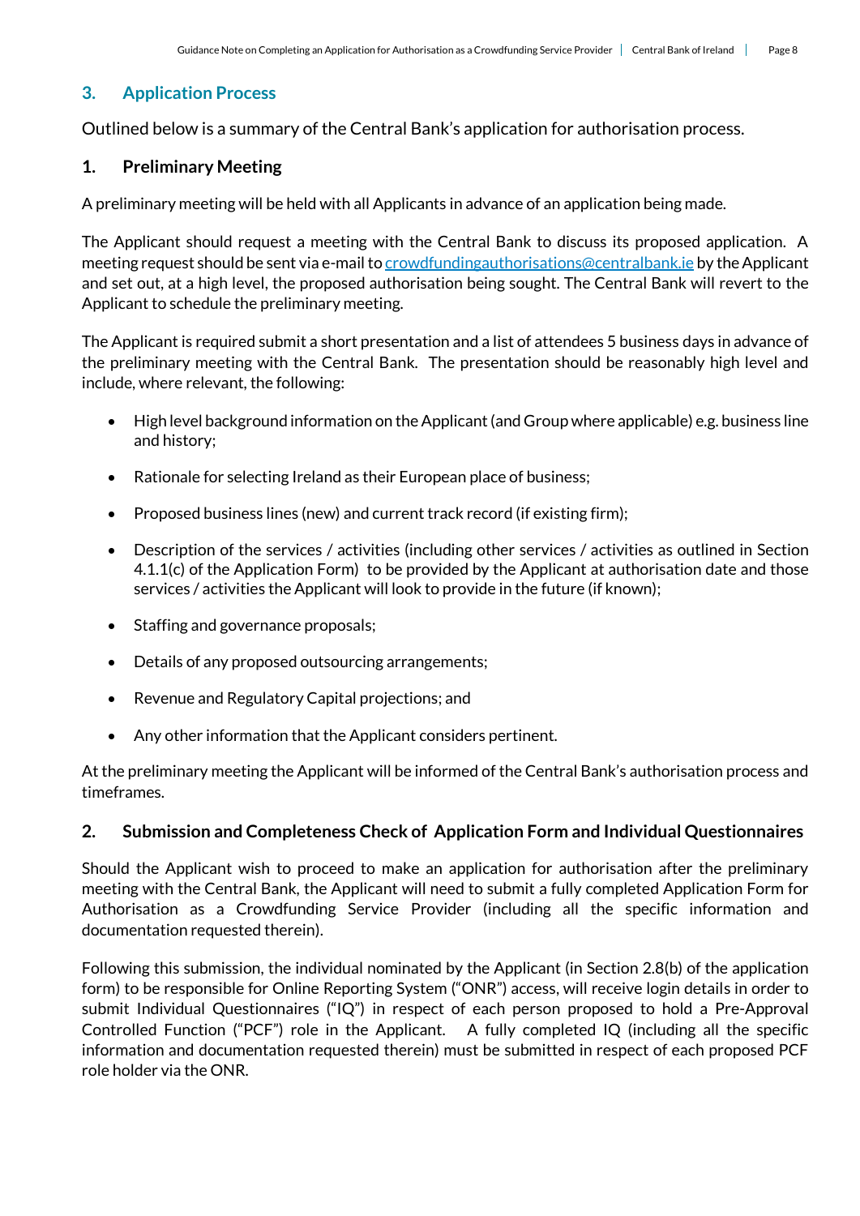## 3. Application Process

Outlined below is a summary of the Central Bank's application for authorisation process.

### 1. Preliminary Meeting

A preliminary meeting will be held with all Applicants in advance of an application being made.

The Applicant should request a meeting with the Central Bank to discuss its proposed application. A meeting request should be sent via e-mail to crowdfundingauthorisations@centralbank.ie by the Applicant and set out, at a high level, the proposed authorisation being sought. The Central Bank will revert to the Applicant to schedule the preliminary meeting.

The Applicant is required submit a short presentation and a list of attendees 5 business days in advance of the preliminary meeting with the Central Bank. The presentation should be reasonably high level and include, where relevant, the following:

- High level background information on the Applicant (and Group where applicable) e.g. business line and history;
- Rationale for selecting Ireland as their European place of business;
- Proposed business lines (new) and current track record (if existing firm);
- Description of the services / activities (including other services / activities as outlined in Section 4.1.1(c) of the Application Form) to be provided by the Applicant at authorisation date and those services / activities the Applicant will look to provide in the future (if known);
- Staffing and governance proposals;
- Details of any proposed outsourcing arrangements;
- Revenue and Regulatory Capital projections; and
- Any other information that the Applicant considers pertinent.

At the preliminary meeting the Applicant will be informed of the Central Bank's authorisation process and timeframes.

### 2. Submission and Completeness Check of Application Form and Individual Questionnaires

Should the Applicant wish to proceed to make an application for authorisation after the preliminary meeting with the Central Bank, the Applicant will need to submit a fully completed Application Form for Authorisation as a Crowdfunding Service Provider (including all the specific information and documentation requested therein).

Following this submission, the individual nominated by the Applicant (in Section 2.8(b) of the application form) to be responsible for Online Reporting System ("ONR") access, will receive login details in order to submit Individual Questionnaires ("IQ") in respect of each person proposed to hold a Pre-Approval Controlled Function ("PCF") role in the Applicant. A fully completed IQ (including all the specific information and documentation requested therein) must be submitted in respect of each proposed PCF role holder via the ONR.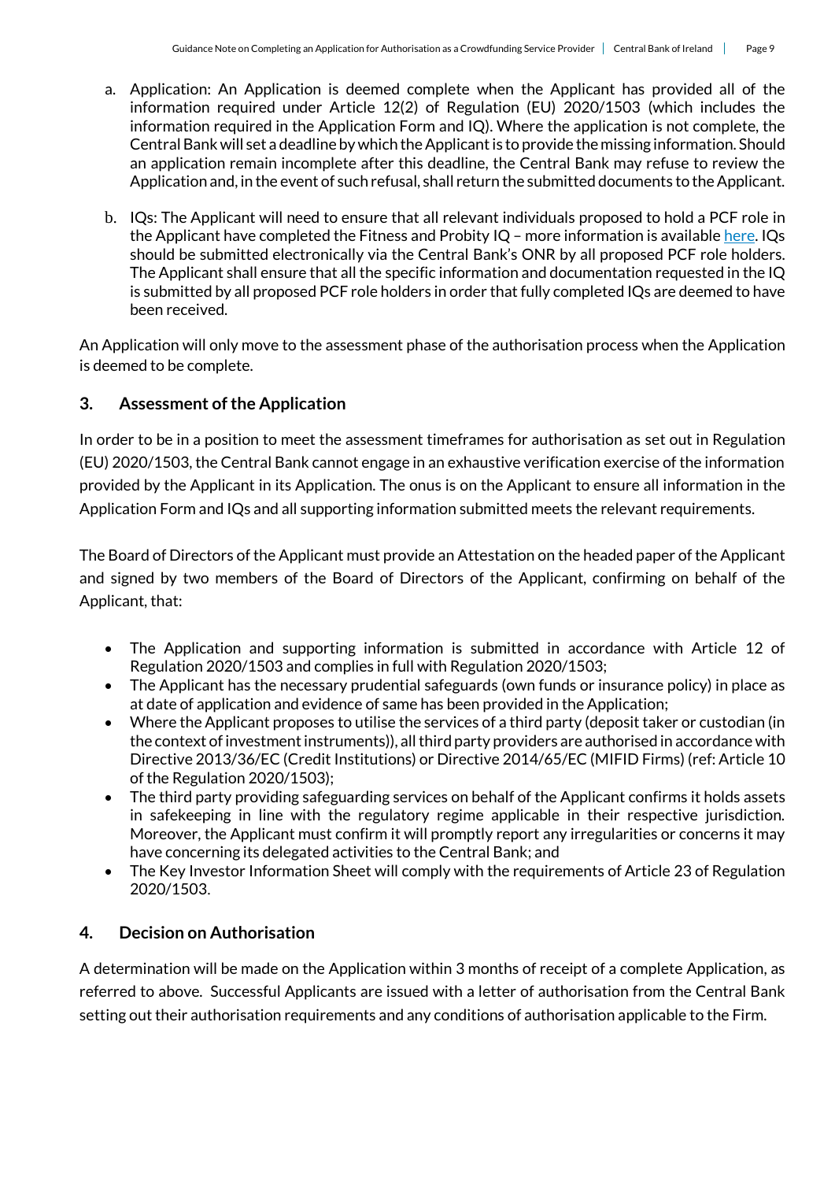a. Application: An Application is deemed complete when the Applicant has provided all of the information required under Article 12(2) of Regulation (EU) 2020/1503 (which includes the information required in the Application Form and IQ). Where the application is not complete, the Central Bank will set a deadline by which the Applicant is to provide the missing information. Should an application remain incomplete after this deadline, the Central Bank may refuse to review the Application and, in the event of such refusal, shall return the submitted documents to the Applicant.

b. IQs: The Applicant will need to ensure that all relevant individuals proposed to hold a PCF role in the Applicant have completed the Fitness and Probity IQ – more information is available here. IQs should be submitted electronically via the Central Bank's ONR by all proposed PCF role holders. The Applicant shall ensure that all the specific information and documentation requested in the IQ is submitted by all proposed PCF role holders in order that fully completed IQs are deemed to have been received.

An Application will only move to the assessment phase of the authorisation process when the Application is deemed to be complete.

## 3. Assessment of the Application

In order to be in a position to meet the assessment timeframes for authorisation as set out in Regulation (EU) 2020/1503, the Central Bank cannot engage in an exhaustive verification exercise of the information provided by the Applicant in its Application. The onus is on the Applicant to ensure all information in the Application Form and IQs and all supporting information submitted meets the relevant requirements.

The Board of Directors of the Applicant must provide an Attestation on the headed paper of the Applicant and signed by two members of the Board of Directors of the Applicant, confirming on behalf of the Applicant, that:

- The Application and supporting information is submitted in accordance with Article 12 of Regulation 2020/1503 and complies in full with Regulation 2020/1503;
- The Applicant has the necessary prudential safeguards (own funds or insurance policy) in place as at date of application and evidence of same has been provided in the Application;
- Where the Applicant proposes to utilise the services of a third party (deposit taker or custodian (in the context of investment instruments)), all third party providers are authorised in accordance with Directive 2013/36/EC (Credit Institutions) or Directive 2014/65/EC (MIFID Firms) (ref: Article 10 of the Regulation 2020/1503);
- The third party providing safeguarding services on behalf of the Applicant confirms it holds assets in safekeeping in line with the regulatory regime applicable in their respective jurisdiction. Moreover, the Applicant must confirm it will promptly report any irregularities or concerns it may have concerning its delegated activities to the Central Bank; and
- The Key Investor Information Sheet will comply with the requirements of Article 23 of Regulation 2020/1503.

## 4. Decision on Authorisation

A determination will be made on the Application within 3 months of receipt of a complete Application, as referred to above. Successful Applicants are issued with a letter of authorisation from the Central Bank setting out their authorisation requirements and any conditions of authorisation applicable to the Firm.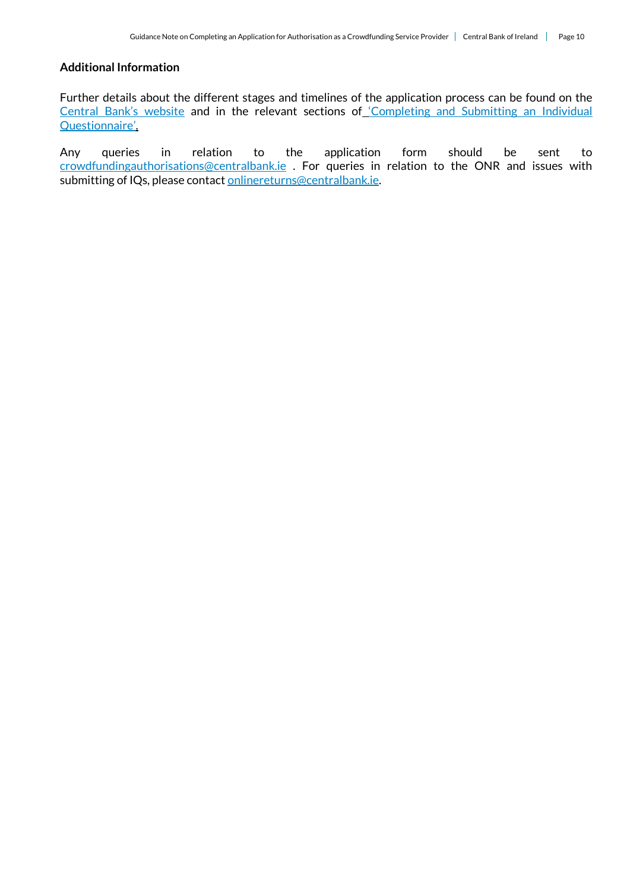### Additional Information

Further details about the different stages and timelines of the application process can be found on the Central Bank's website and in the relevant sections of 'Completing and Submitting an Individual Questionnaire'.

Any queries in relation to the application form should be sent to crowdfundingauthorisations@centralbank.ie . For queries in relation to the ONR and issues with submitting of IQs, please contact onlinereturns@centralbank.ie.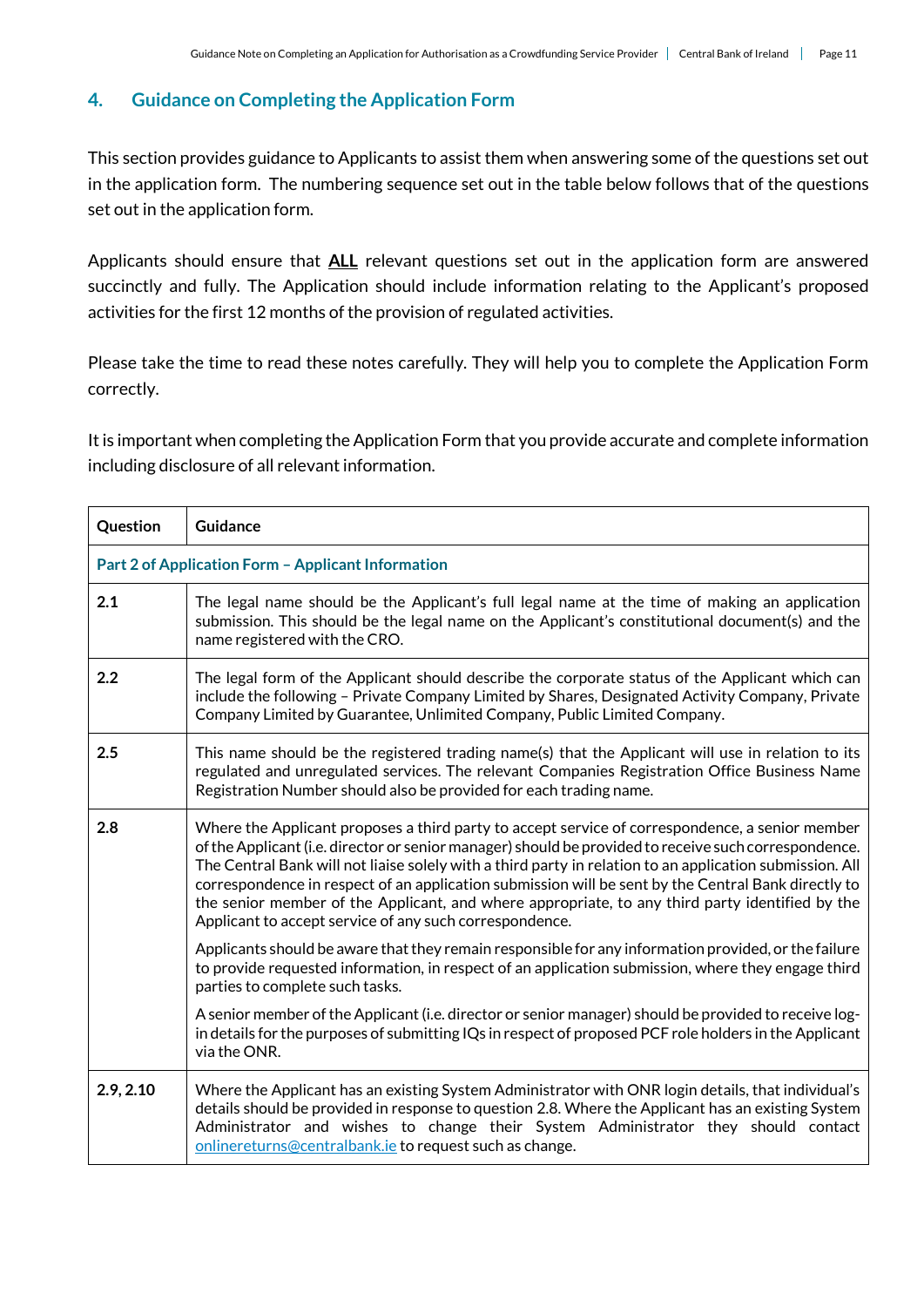## 4. Guidance on Completing the Application Form

This section provides guidance to Applicants to assist them when answering some of the questions set out in the application form. The numbering sequence set out in the table below follows that of the questions set out in the application form.

Applicants should ensure that **ALL** relevant questions set out in the application form are answered succinctly and fully. The Application should include information relating to the Applicant's proposed activities for the first 12 months of the provision of regulated activities.

Please take the time to read these notes carefully. They will help you to complete the Application Form correctly.

It is important when completing the Application Form that you provide accurate and complete information including disclosure of all relevant information.

| Question | Guidance |
|---|---|
| **Part 2 of Application Form – Applicant Information** | |
| **2.1** | The legal name should be the Applicant's full legal name at the time of making an application submission. This should be the legal name on the Applicant's constitutional document(s) and the name registered with the CRO. |
| **2.2** | The legal form of the Applicant should describe the corporate status of the Applicant which can include the following – Private Company Limited by Shares, Designated Activity Company, Private Company Limited by Guarantee, Unlimited Company, Public Limited Company. |
| **2.5** | This name should be the registered trading name(s) that the Applicant will use in relation to its regulated and unregulated services. The relevant Companies Registration Office Business Name Registration Number should also be provided for each trading name. |
| **2.8** | Where the Applicant proposes a third party to accept service of correspondence, a senior member of the Applicant (i.e. director or senior manager) should be provided to receive such correspondence. The Central Bank will not liaise solely with a third party in relation to an application submission. All correspondence in respect of an application submission will be sent by the Central Bank directly to the senior member of the Applicant, and where appropriate, to any third party identified by the Applicant to accept service of any such correspondence.<br><br>Applicants should be aware that they remain responsible for any information provided, or the failure to provide requested information, in respect of an application submission, where they engage third parties to complete such tasks.<br><br>A senior member of the Applicant (i.e. director or senior manager) should be provided to receive log-in details for the purposes of submitting IQs in respect of proposed PCF role holders in the Applicant via the ONR. |
| **2.9, 2.10** | Where the Applicant has an existing System Administrator with ONR login details, that individual's details should be provided in response to question 2.8. Where the Applicant has an existing System Administrator and wishes to change their System Administrator they should contact onlinereturns@centralbank.ie to request such as change. |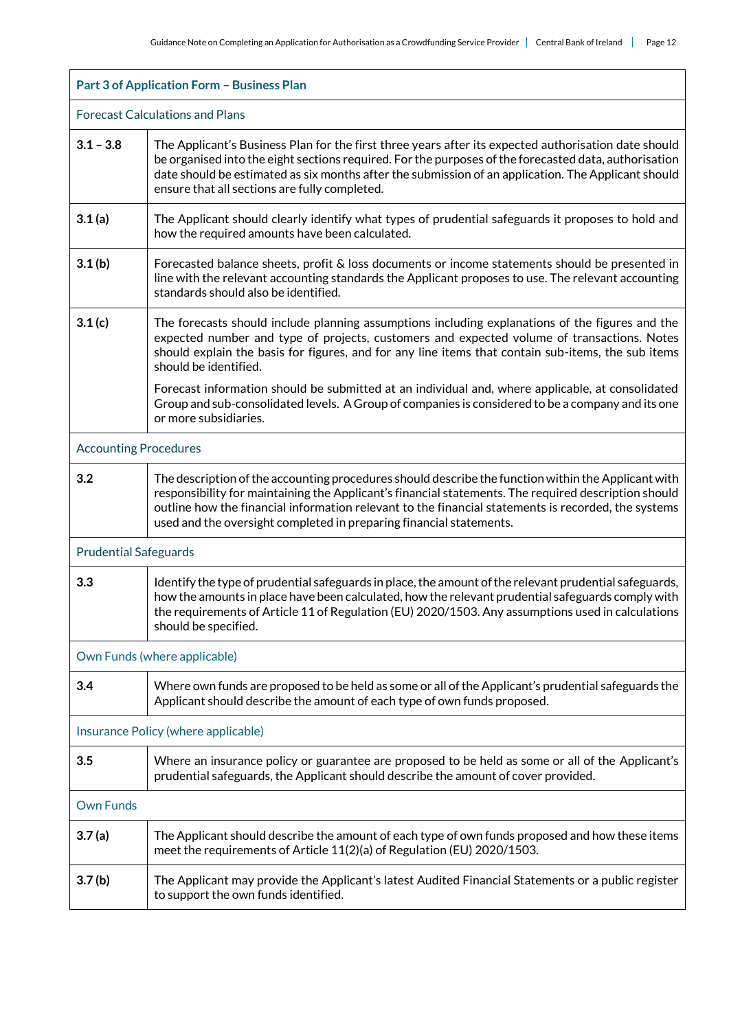| Part 3 of Application Form – Business Plan | |
|---|---|
| Forecast Calculations and Plans | |
| **3.1 – 3.8** | The Applicant's Business Plan for the first three years after its expected authorisation date should be organised into the eight sections required. For the purposes of the forecasted data, authorisation date should be estimated as six months after the submission of an application. The Applicant should ensure that all sections are fully completed. |
| **3.1 (a)** | The Applicant should clearly identify what types of prudential safeguards it proposes to hold and how the required amounts have been calculated. |
| **3.1 (b)** | Forecasted balance sheets, profit & loss documents or income statements should be presented in line with the relevant accounting standards the Applicant proposes to use. The relevant accounting standards should also be identified. |
| **3.1 (c)** | The forecasts should include planning assumptions including explanations of the figures and the expected number and type of projects, customers and expected volume of transactions. Notes should explain the basis for figures, and for any line items that contain sub-items, the sub items should be identified.<br><br>Forecast information should be submitted at an individual and, where applicable, at consolidated Group and sub-consolidated levels. A Group of companies is considered to be a company and its one or more subsidiaries. |
| Accounting Procedures | |
| **3.2** | The description of the accounting procedures should describe the function within the Applicant with responsibility for maintaining the Applicant's financial statements. The required description should outline how the financial information relevant to the financial statements is recorded, the systems used and the oversight completed in preparing financial statements. |
| Prudential Safeguards | |
| **3.3** | Identify the type of prudential safeguards in place, the amount of the relevant prudential safeguards, how the amounts in place have been calculated, how the relevant prudential safeguards comply with the requirements of Article 11 of Regulation (EU) 2020/1503. Any assumptions used in calculations should be specified. |
| Own Funds (where applicable) | |
| **3.4** | Where own funds are proposed to be held as some or all of the Applicant's prudential safeguards the Applicant should describe the amount of each type of own funds proposed. |
| Insurance Policy (where applicable) | |
| **3.5** | Where an insurance policy or guarantee are proposed to be held as some or all of the Applicant's prudential safeguards, the Applicant should describe the amount of cover provided. |
| Own Funds | |
| **3.7 (a)** | The Applicant should describe the amount of each type of own funds proposed and how these items meet the requirements of Article 11(2)(a) of Regulation (EU) 2020/1503. |
| **3.7 (b)** | The Applicant may provide the Applicant's latest Audited Financial Statements or a public register to support the own funds identified. |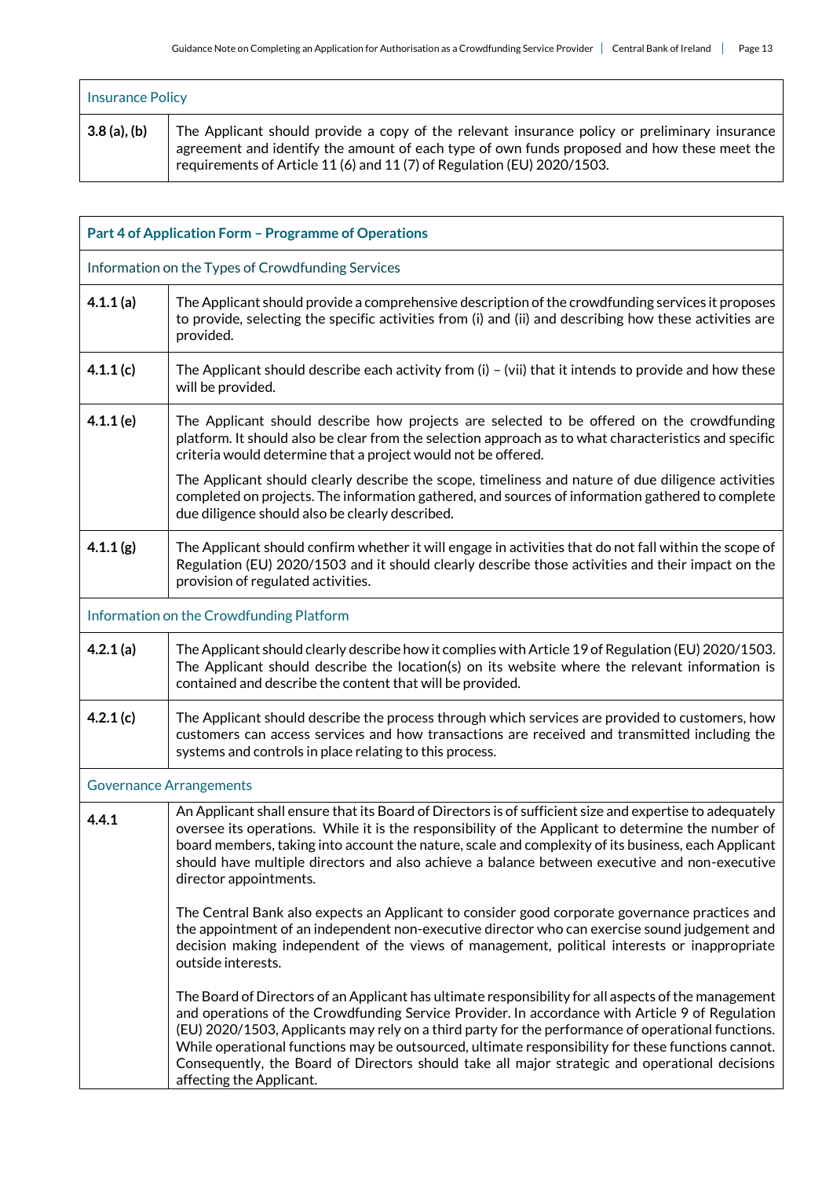| Insurance Policy | |
|---|---|
| **3.8 (a), (b)** | The Applicant should provide a copy of the relevant insurance policy or preliminary insurance agreement and identify the amount of each type of own funds proposed and how these meet the requirements of Article 11 (6) and 11 (7) of Regulation (EU) 2020/1503. |

| **Part 4 of Application Form – Programme of Operations** | |
|---|---|
| Information on the Types of Crowdfunding Services | |
| **4.1.1 (a)** | The Applicant should provide a comprehensive description of the crowdfunding services it proposes to provide, selecting the specific activities from (i) and (ii) and describing how these activities are provided. |
| **4.1.1 (c)** | The Applicant should describe each activity from (i) – (vii) that it intends to provide and how these will be provided. |
| **4.1.1 (e)** | The Applicant should describe how projects are selected to be offered on the crowdfunding platform. It should also be clear from the selection approach as to what characteristics and specific criteria would determine that a project would not be offered.<br><br>The Applicant should clearly describe the scope, timeliness and nature of due diligence activities completed on projects. The information gathered, and sources of information gathered to complete due diligence should also be clearly described. |
| **4.1.1 (g)** | The Applicant should confirm whether it will engage in activities that do not fall within the scope of Regulation (EU) 2020/1503 and it should clearly describe those activities and their impact on the provision of regulated activities. |
| Information on the Crowdfunding Platform | |
| **4.2.1 (a)** | The Applicant should clearly describe how it complies with Article 19 of Regulation (EU) 2020/1503. The Applicant should describe the location(s) on its website where the relevant information is contained and describe the content that will be provided. |
| **4.2.1 (c)** | The Applicant should describe the process through which services are provided to customers, how customers can access services and how transactions are received and transmitted including the systems and controls in place relating to this process. |
| Governance Arrangements | |
| **4.4.1** | An Applicant shall ensure that its Board of Directors is of sufficient size and expertise to adequately oversee its operations. While it is the responsibility of the Applicant to determine the number of board members, taking into account the nature, scale and complexity of its business, each Applicant should have multiple directors and also achieve a balance between executive and non-executive director appointments.<br><br>The Central Bank also expects an Applicant to consider good corporate governance practices and the appointment of an independent non-executive director who can exercise sound judgement and decision making independent of the views of management, political interests or inappropriate outside interests.<br><br>The Board of Directors of an Applicant has ultimate responsibility for all aspects of the management and operations of the Crowdfunding Service Provider. In accordance with Article 9 of Regulation (EU) 2020/1503, Applicants may rely on a third party for the performance of operational functions. While operational functions may be outsourced, ultimate responsibility for these functions cannot. Consequently, the Board of Directors should take all major strategic and operational decisions affecting the Applicant. |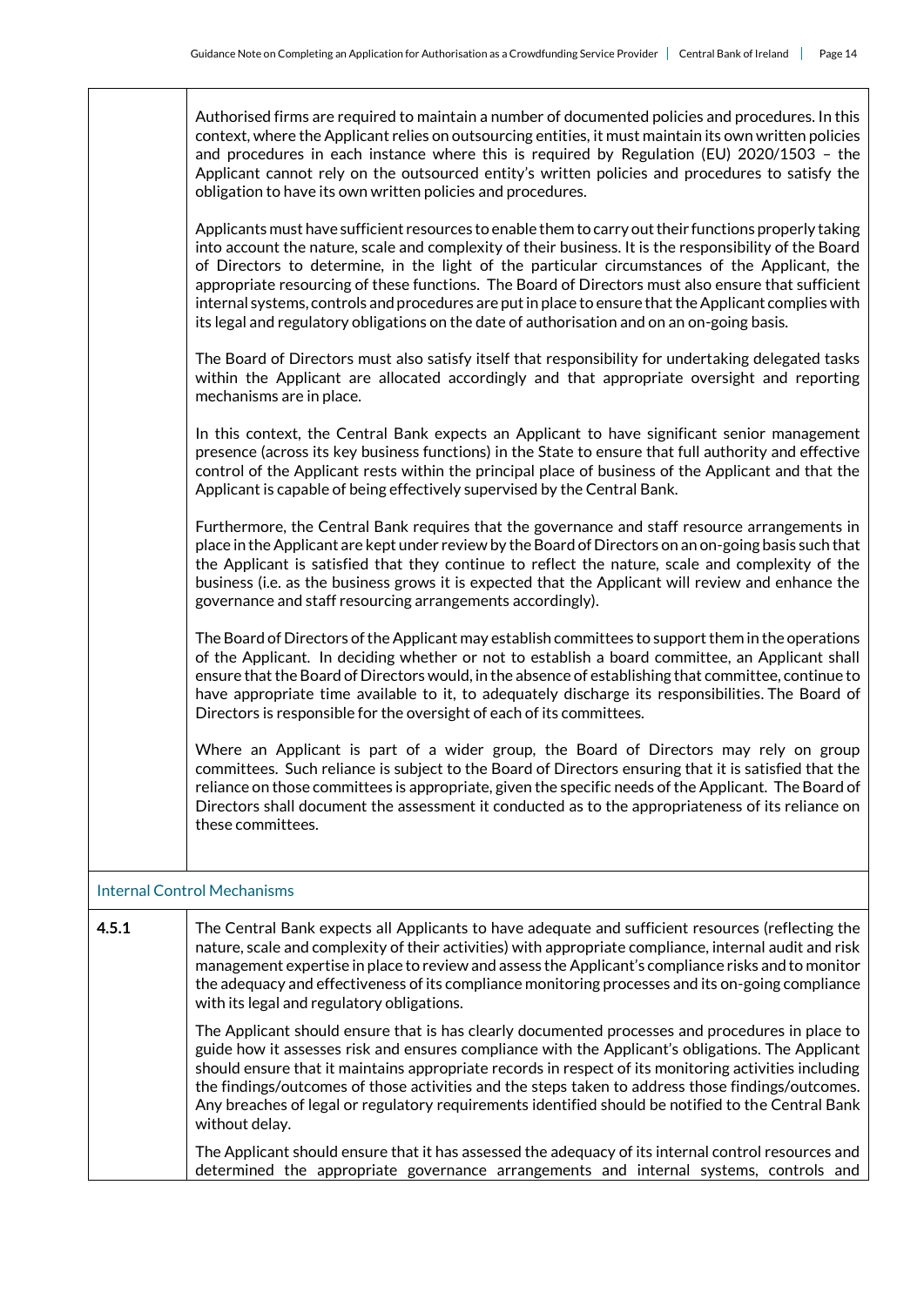| | |
|---|---|
| | Authorised firms are required to maintain a number of documented policies and procedures. In this context, where the Applicant relies on outsourcing entities, it must maintain its own written policies and procedures in each instance where this is required by Regulation (EU) 2020/1503 – the Applicant cannot rely on the outsourced entity's written policies and procedures to satisfy the obligation to have its own written policies and procedures.<br><br>Applicants must have sufficient resources to enable them to carry out their functions properly taking into account the nature, scale and complexity of their business. It is the responsibility of the Board of Directors to determine, in the light of the particular circumstances of the Applicant, the appropriate resourcing of these functions. The Board of Directors must also ensure that sufficient internal systems, controls and procedures are put in place to ensure that the Applicant complies with its legal and regulatory obligations on the date of authorisation and on an on-going basis.<br><br>The Board of Directors must also satisfy itself that responsibility for undertaking delegated tasks within the Applicant are allocated accordingly and that appropriate oversight and reporting mechanisms are in place.<br><br>In this context, the Central Bank expects an Applicant to have significant senior management presence (across its key business functions) in the State to ensure that full authority and effective control of the Applicant rests within the principal place of business of the Applicant and that the Applicant is capable of being effectively supervised by the Central Bank.<br><br>Furthermore, the Central Bank requires that the governance and staff resource arrangements in place in the Applicant are kept under review by the Board of Directors on an on-going basis such that the Applicant is satisfied that they continue to reflect the nature, scale and complexity of the business (i.e. as the business grows it is expected that the Applicant will review and enhance the governance and staff resourcing arrangements accordingly).<br><br>The Board of Directors of the Applicant may establish committees to support them in the operations of the Applicant. In deciding whether or not to establish a board committee, an Applicant shall ensure that the Board of Directors would, in the absence of establishing that committee, continue to have appropriate time available to it, to adequately discharge its responsibilities. The Board of Directors is responsible for the oversight of each of its committees.<br><br>Where an Applicant is part of a wider group, the Board of Directors may rely on group committees. Such reliance is subject to the Board of Directors ensuring that it is satisfied that the reliance on those committees is appropriate, given the specific needs of the Applicant. The Board of Directors shall document the assessment it conducted as to the appropriateness of its reliance on these committees. |
| **Internal Control Mechanisms** | |
| **4.5.1** | The Central Bank expects all Applicants to have adequate and sufficient resources (reflecting the nature, scale and complexity of their activities) with appropriate compliance, internal audit and risk management expertise in place to review and assess the Applicant's compliance risks and to monitor the adequacy and effectiveness of its compliance monitoring processes and its on-going compliance with its legal and regulatory obligations.<br><br>The Applicant should ensure that is has clearly documented processes and procedures in place to guide how it assesses risk and ensures compliance with the Applicant's obligations. The Applicant should ensure that it maintains appropriate records in respect of its monitoring activities including the findings/outcomes of those activities and the steps taken to address those findings/outcomes. Any breaches of legal or regulatory requirements identified should be notified to the Central Bank without delay.<br><br>The Applicant should ensure that it has assessed the adequacy of its internal control resources and determined the appropriate governance arrangements and internal systems, controls and |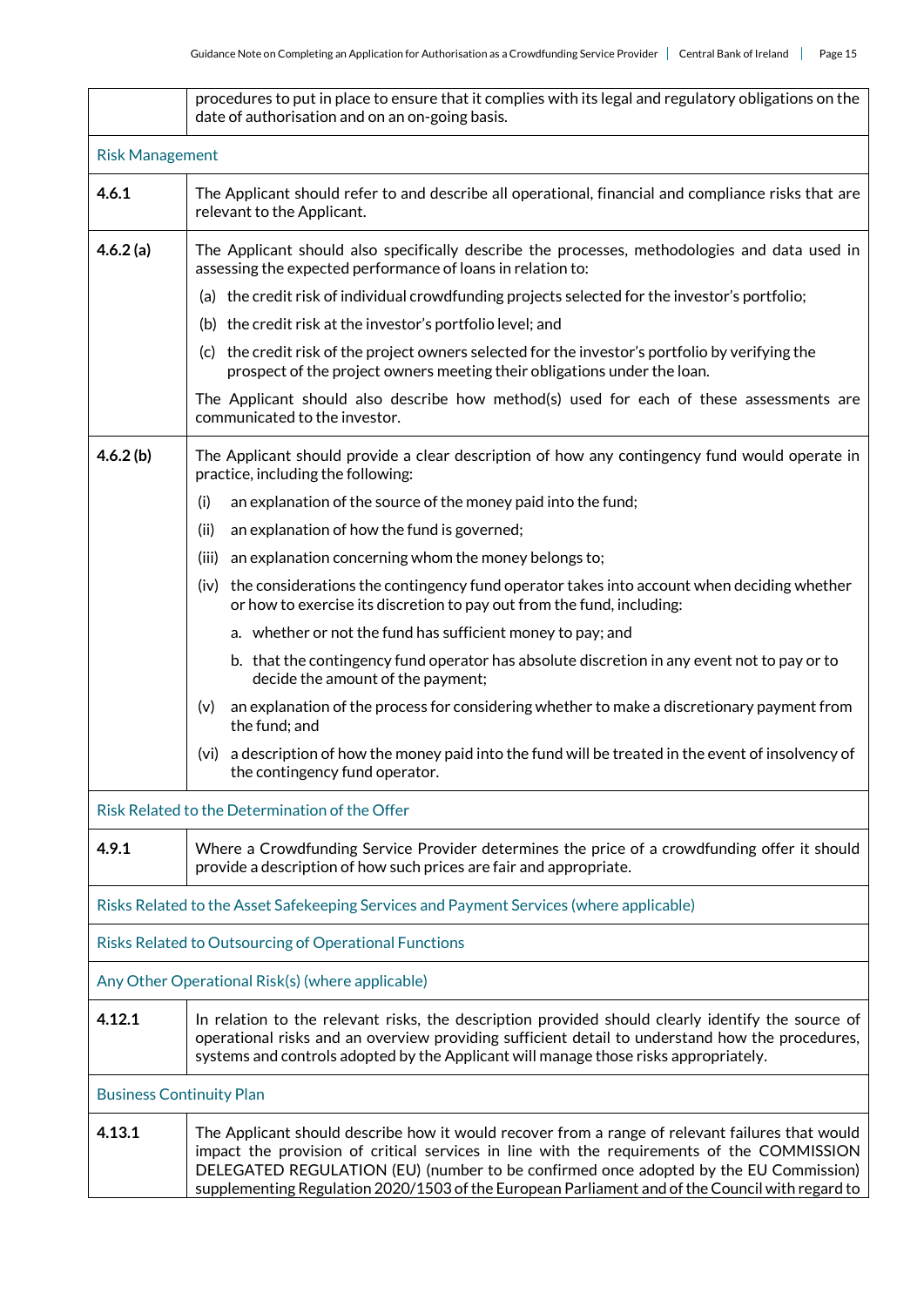| | |
|---|---|
| | procedures to put in place to ensure that it complies with its legal and regulatory obligations on the date of authorisation and on an on-going basis. |
| **Risk Management** | |
| **4.6.1** | The Applicant should refer to and describe all operational, financial and compliance risks that are relevant to the Applicant. |
| **4.6.2 (a)** | The Applicant should also specifically describe the processes, methodologies and data used in assessing the expected performance of loans in relation to:<br>(a) the credit risk of individual crowdfunding projects selected for the investor's portfolio;<br>(b) the credit risk at the investor's portfolio level; and<br>(c) the credit risk of the project owners selected for the investor's portfolio by verifying the prospect of the project owners meeting their obligations under the loan.<br>The Applicant should also describe how method(s) used for each of these assessments are communicated to the investor. |
| **4.6.2 (b)** | The Applicant should provide a clear description of how any contingency fund would operate in practice, including the following:<br>(i) an explanation of the source of the money paid into the fund;<br>(ii) an explanation of how the fund is governed;<br>(iii) an explanation concerning whom the money belongs to;<br>(iv) the considerations the contingency fund operator takes into account when deciding whether or how to exercise its discretion to pay out from the fund, including:<br>a. whether or not the fund has sufficient money to pay; and<br>b. that the contingency fund operator has absolute discretion in any event not to pay or to decide the amount of the payment;<br>(v) an explanation of the process for considering whether to make a discretionary payment from the fund; and<br>(vi) a description of how the money paid into the fund will be treated in the event of insolvency of the contingency fund operator. |
| **Risk Related to the Determination of the Offer** | |
| **4.9.1** | Where a Crowdfunding Service Provider determines the price of a crowdfunding offer it should provide a description of how such prices are fair and appropriate. |
| **Risks Related to the Asset Safekeeping Services and Payment Services (where applicable)** | |
| **Risks Related to Outsourcing of Operational Functions** | |
| **Any Other Operational Risk(s) (where applicable)** | |
| **4.12.1** | In relation to the relevant risks, the description provided should clearly identify the source of operational risks and an overview providing sufficient detail to understand how the procedures, systems and controls adopted by the Applicant will manage those risks appropriately. |
| **Business Continuity Plan** | |
| **4.13.1** | The Applicant should describe how it would recover from a range of relevant failures that would impact the provision of critical services in line with the requirements of the COMMISSION DELEGATED REGULATION (EU) (number to be confirmed once adopted by the EU Commission) supplementing Regulation 2020/1503 of the European Parliament and of the Council with regard to |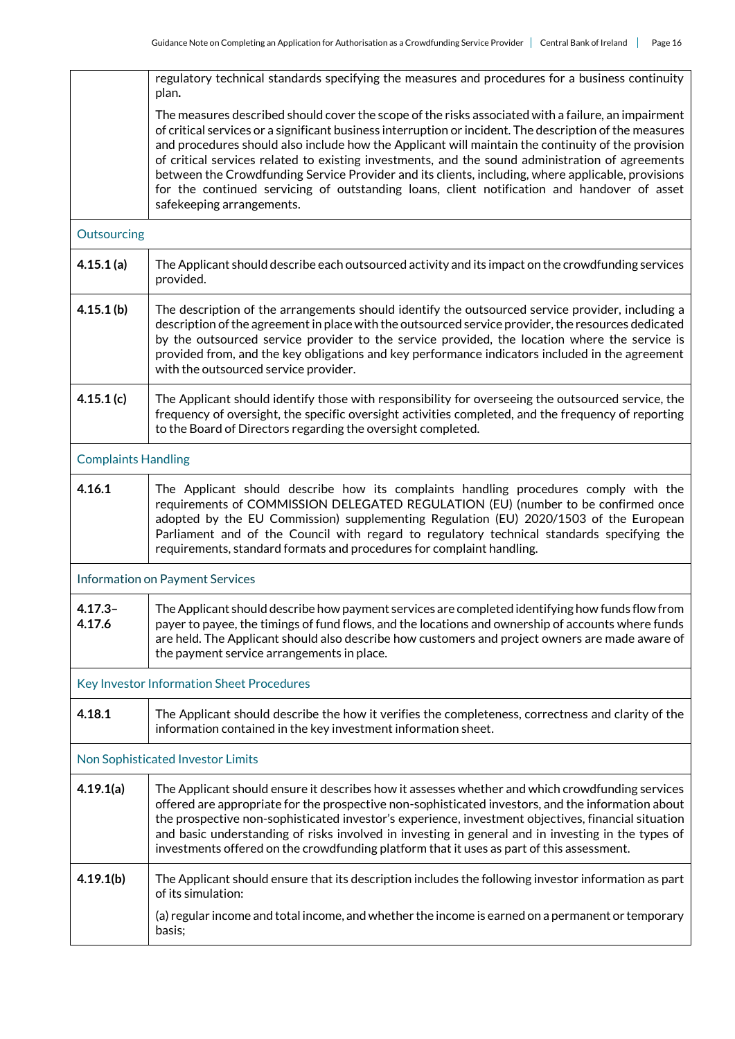| | |
|---|---|
| | regulatory technical standards specifying the measures and procedures for a business continuity plan.<br><br>The measures described should cover the scope of the risks associated with a failure, an impairment of critical services or a significant business interruption or incident. The description of the measures and procedures should also include how the Applicant will maintain the continuity of the provision of critical services related to existing investments, and the sound administration of agreements between the Crowdfunding Service Provider and its clients, including, where applicable, provisions for the continued servicing of outstanding loans, client notification and handover of asset safekeeping arrangements. |
| Outsourcing | |
| **4.15.1 (a)** | The Applicant should describe each outsourced activity and its impact on the crowdfunding services provided. |
| **4.15.1 (b)** | The description of the arrangements should identify the outsourced service provider, including a description of the agreement in place with the outsourced service provider, the resources dedicated by the outsourced service provider to the service provided, the location where the service is provided from, and the key obligations and key performance indicators included in the agreement with the outsourced service provider. |
| **4.15.1 (c)** | The Applicant should identify those with responsibility for overseeing the outsourced service, the frequency of oversight, the specific oversight activities completed, and the frequency of reporting to the Board of Directors regarding the oversight completed. |
| Complaints Handling | |
| **4.16.1** | The Applicant should describe how its complaints handling procedures comply with the requirements of COMMISSION DELEGATED REGULATION (EU) (number to be confirmed once adopted by the EU Commission) supplementing Regulation (EU) 2020/1503 of the European Parliament and of the Council with regard to regulatory technical standards specifying the requirements, standard formats and procedures for complaint handling. |
| Information on Payment Services | |
| **4.17.3–4.17.6** | The Applicant should describe how payment services are completed identifying how funds flow from payer to payee, the timings of fund flows, and the locations and ownership of accounts where funds are held. The Applicant should also describe how customers and project owners are made aware of the payment service arrangements in place. |
| Key Investor Information Sheet Procedures | |
| **4.18.1** | The Applicant should describe the how it verifies the completeness, correctness and clarity of the information contained in the key investment information sheet. |
| Non Sophisticated Investor Limits | |
| **4.19.1(a)** | The Applicant should ensure it describes how it assesses whether and which crowdfunding services offered are appropriate for the prospective non-sophisticated investors, and the information about the prospective non-sophisticated investor's experience, investment objectives, financial situation and basic understanding of risks involved in investing in general and in investing in the types of investments offered on the crowdfunding platform that it uses as part of this assessment. |
| **4.19.1(b)** | The Applicant should ensure that its description includes the following investor information as part of its simulation:<br><br>(a) regular income and total income, and whether the income is earned on a permanent or temporary basis; |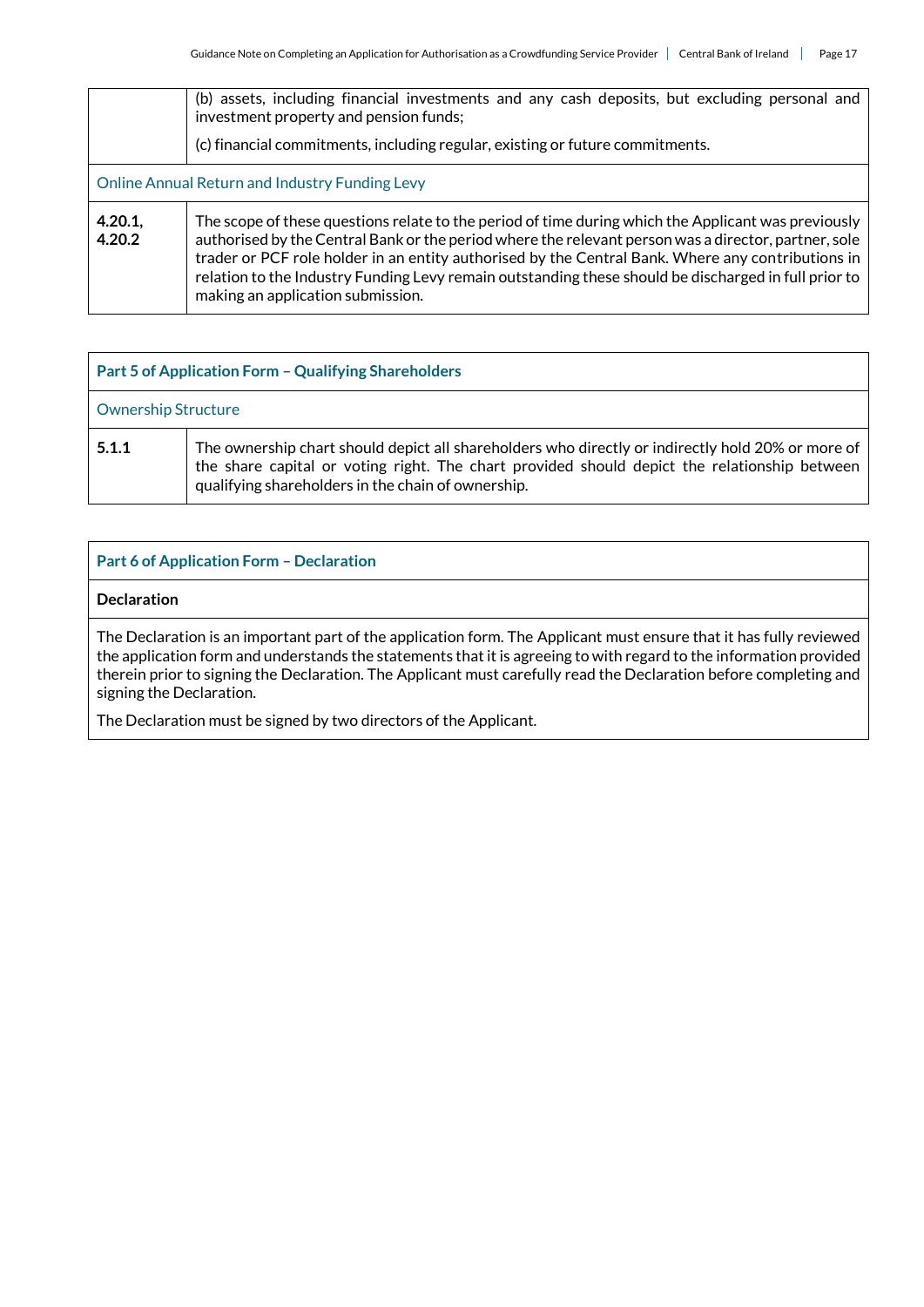| | |
|---|---|
| | (b) assets, including financial investments and any cash deposits, but excluding personal and investment property and pension funds;<br><br>(c) financial commitments, including regular, existing or future commitments. |
| Online Annual Return and Industry Funding Levy | |
| **4.20.1, 4.20.2** | The scope of these questions relate to the period of time during which the Applicant was previously authorised by the Central Bank or the period where the relevant person was a director, partner, sole trader or PCF role holder in an entity authorised by the Central Bank. Where any contributions in relation to the Industry Funding Levy remain outstanding these should be discharged in full prior to making an application submission. |

| **Part 5 of Application Form – Qualifying Shareholders** | |
|---|---|
| Ownership Structure | |
| **5.1.1** | The ownership chart should depict all shareholders who directly or indirectly hold 20% or more of the share capital or voting right. The chart provided should depict the relationship between qualifying shareholders in the chain of ownership. |

| **Part 6 of Application Form – Declaration** |
|---|
| **Declaration** |
| The Declaration is an important part of the application form. The Applicant must ensure that it has fully reviewed the application form and understands the statements that it is agreeing to with regard to the information provided therein prior to signing the Declaration. The Applicant must carefully read the Declaration before completing and signing the Declaration.<br><br>The Declaration must be signed by two directors of the Applicant. |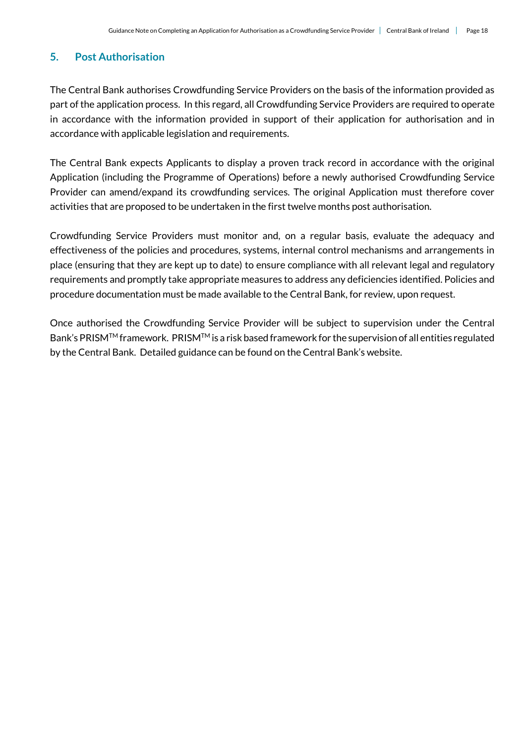## 5. Post Authorisation

The Central Bank authorises Crowdfunding Service Providers on the basis of the information provided as part of the application process. In this regard, all Crowdfunding Service Providers are required to operate in accordance with the information provided in support of their application for authorisation and in accordance with applicable legislation and requirements.

The Central Bank expects Applicants to display a proven track record in accordance with the original Application (including the Programme of Operations) before a newly authorised Crowdfunding Service Provider can amend/expand its crowdfunding services. The original Application must therefore cover activities that are proposed to be undertaken in the first twelve months post authorisation.

Crowdfunding Service Providers must monitor and, on a regular basis, evaluate the adequacy and effectiveness of the policies and procedures, systems, internal control mechanisms and arrangements in place (ensuring that they are kept up to date) to ensure compliance with all relevant legal and regulatory requirements and promptly take appropriate measures to address any deficiencies identified. Policies and procedure documentation must be made available to the Central Bank, for review, upon request.

Once authorised the Crowdfunding Service Provider will be subject to supervision under the Central Bank's PRISM™ framework. PRISM™ is a risk based framework for the supervision of all entities regulated by the Central Bank. Detailed guidance can be found on the Central Bank's website.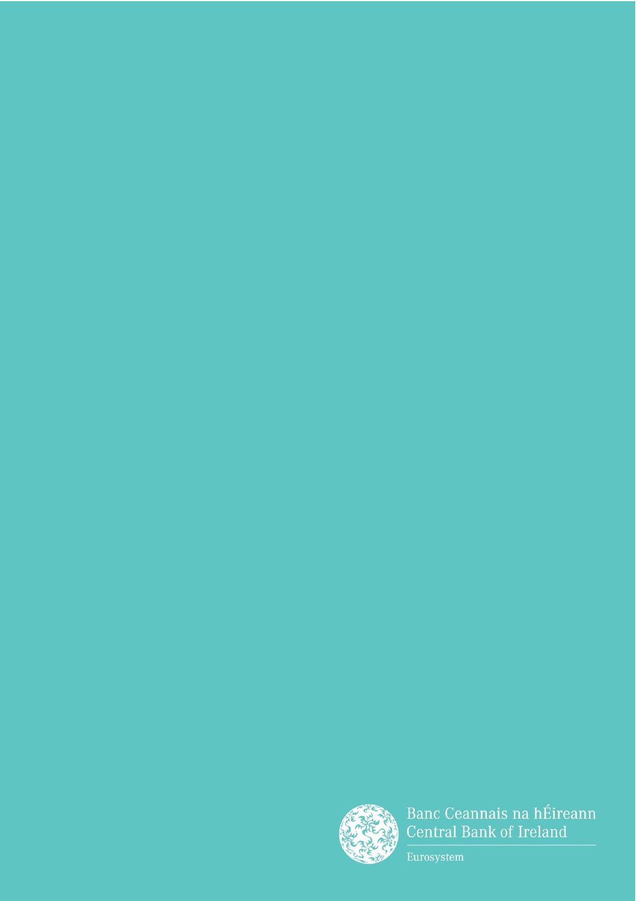Banc Ceannais na hÉireann
Central Bank of Ireland

Eurosystem